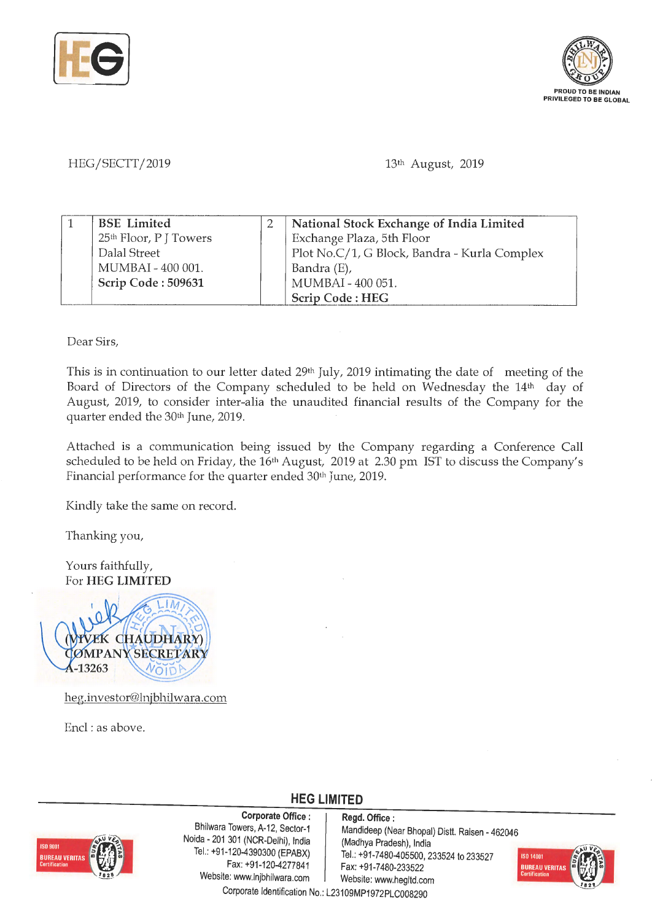HEG/SECTT/2019

13th August, 2019

| 1 | **BSE Limited**<br>25th Floor, P J Towers<br>Dalal Street<br>MUMBAI - 400 001.<br>**Scrip Code : 509631** | 2 | **National Stock Exchange of India Limited**<br>Exchange Plaza, 5th Floor<br>Plot No.C/1, G Block, Bandra - Kurla Complex<br>Bandra (E),<br>MUMBAI - 400 051.<br>**Scrip Code : HEG** |
|---|---|---|---|

Dear Sirs,

This is in continuation to our letter dated 29th July, 2019 intimating the date of meeting of the Board of Directors of the Company scheduled to be held on Wednesday the 14th day of August, 2019, to consider inter-alia the unaudited financial results of the Company for the quarter ended the 30th June, 2019.

Attached is a communication being issued by the Company regarding a Conference Call scheduled to be held on Friday, the 16th August, 2019 at 2.30 pm IST to discuss the Company's Financial performance for the quarter ended 30th June, 2019.

Kindly take the same on record.

Thanking you,

Yours faithfully,
For **HEG LIMITED**

**(VIVEK CHAUDHARY)**
**COMPANY SECRETARY**
**A-13263**

heg.investor@lnjbhilwara.com

Encl : as above.

**HEG LIMITED**

**Corporate Office :**
Bhilwara Towers, A-12, Sector-1
Noida - 201 301 (NCR-Delhi), India
Tel.: +91-120-4390300 (EPABX)
Fax: +91-120-4277841
Website: www.lnjbhilwara.com

**Regd. Office :**
Mandideep (Near Bhopal) Distt. Raisen - 462046
(Madhya Pradesh), India
Tel.: +91-7480-405500, 233524 to 233527
Fax: +91-7480-233522
Website: www.hegltd.com

Corporate Identification No.: L23109MP1972PLC008290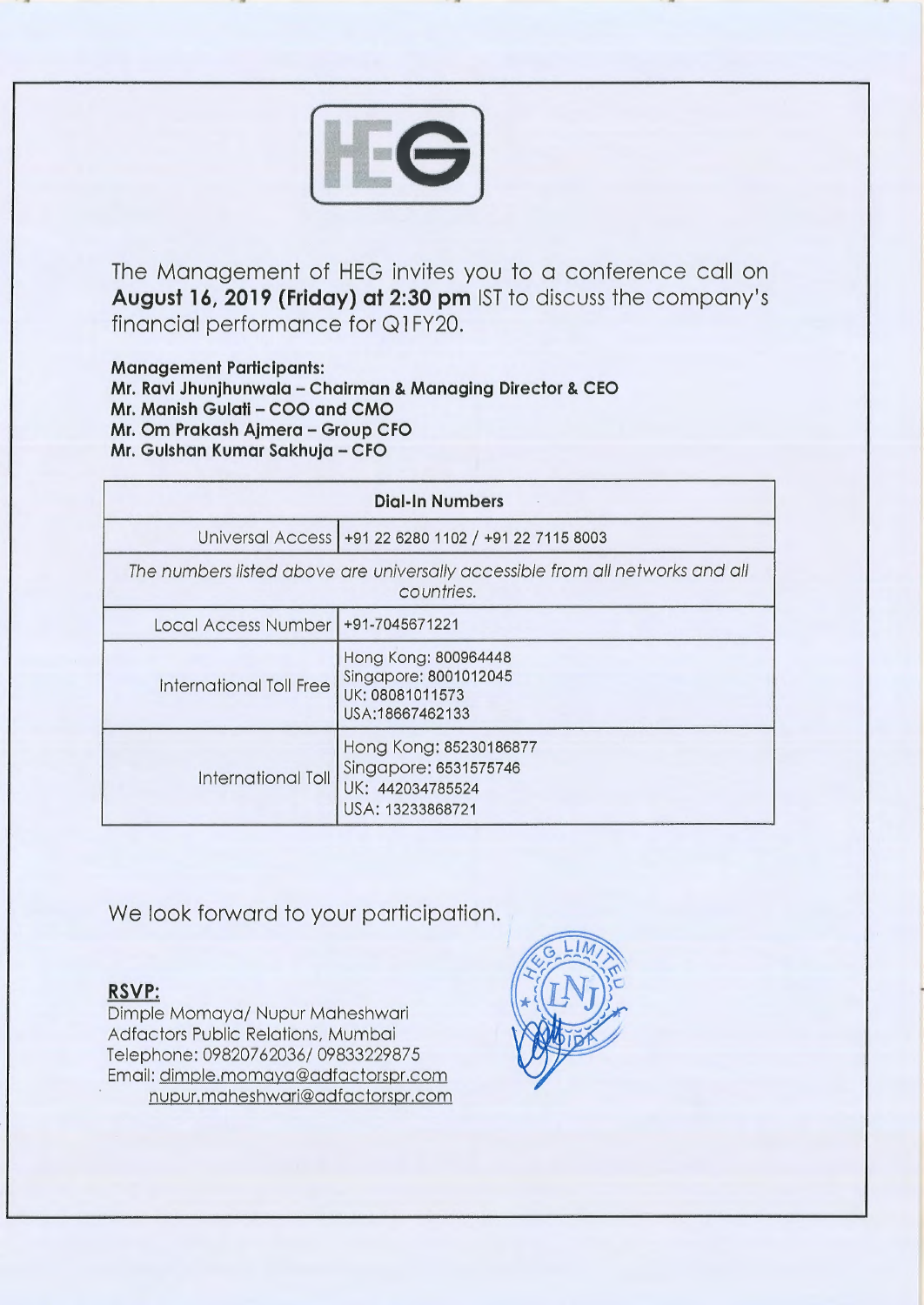The Management of HEG invites you to a conference call on **August 16, 2019 (Friday) at 2:30 pm** IST to discuss the company's financial performance for Q1FY20.

**Management Participants:**
**Mr. Ravi Jhunjhunwala – Chairman & Managing Director & CEO**
**Mr. Manish Gulati – COO and CMO**
**Mr. Om Prakash Ajmera – Group CFO**
**Mr. Gulshan Kumar Sakhuja – CFO**

| **Dial-In Numbers** | |
|---|---|
| Universal Access | +91 22 6280 1102 / +91 22 7115 8003 |
| *The numbers listed above are universally accessible from all networks and all countries.* | |
| Local Access Number | +91-7045671221 |
| International Toll Free | Hong Kong: 800964448<br>Singapore: 8001012045<br>UK: 08081011573<br>USA:18667462133 |
| International Toll | Hong Kong: 85230186877<br>Singapore: 6531575746<br>UK: 442034785524<br>USA: 13233868721 |

We look forward to your participation.

**RSVP:**
Dimple Momaya/ Nupur Maheshwari
Adfactors Public Relations, Mumbai
Telephone: 09820762036/ 09833229875
Email: dimple.momaya@adfactorspr.com
nupur.maheshwari@adfactorspr.com